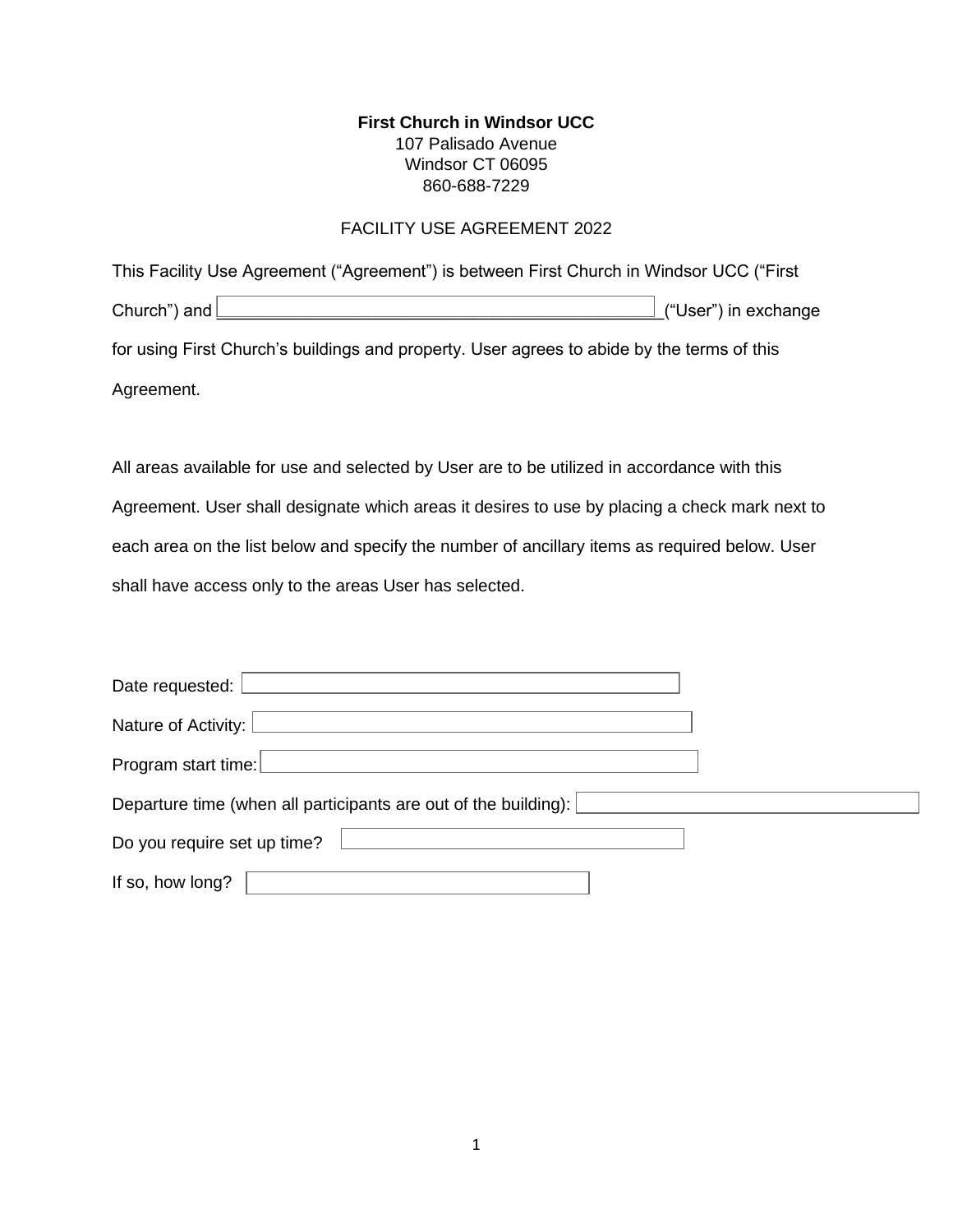**First Church in Windsor UCC**
107 Palisado Avenue
Windsor CT 06095
860-688-7229

FACILITY USE AGREEMENT 2022

This Facility Use Agreement ("Agreement") is between First Church in Windsor UCC ("First Church") and ______________________________________________("User") in exchange for using First Church's buildings and property. User agrees to abide by the terms of this Agreement.

All areas available for use and selected by User are to be utilized in accordance with this Agreement. User shall designate which areas it desires to use by placing a check mark next to each area on the list below and specify the number of ancillary items as required below. User shall have access only to the areas User has selected.

Date requested: ____________________

Nature of Activity: ____________________

Program start time: ____________________

Departure time (when all participants are out of the building): ____________________

Do you require set up time? ____________________

If so, how long? ____________________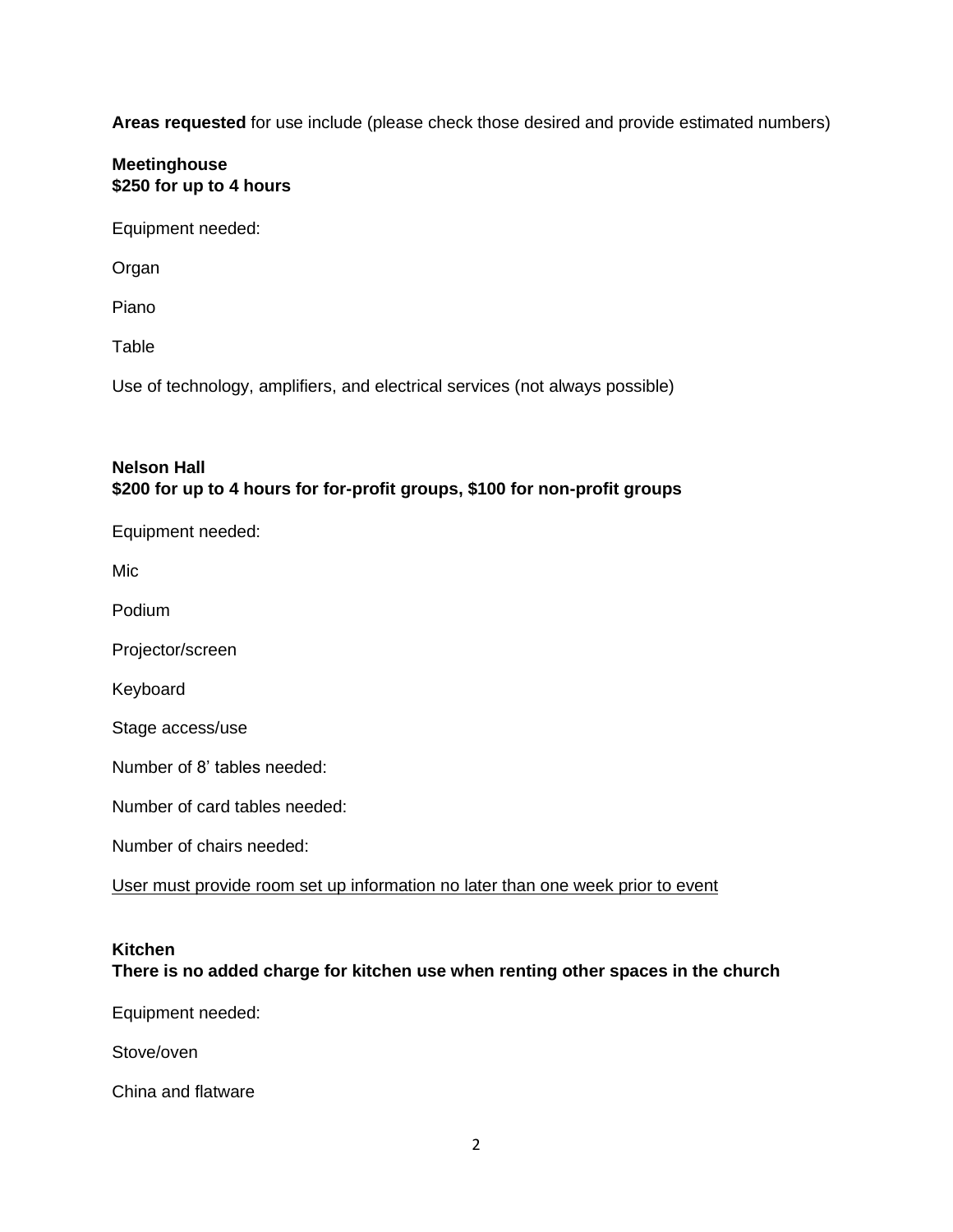**Areas requested** for use include (please check those desired and provide estimated numbers)

**Meetinghouse**
**$250 for up to 4 hours**

Equipment needed:

Organ

Piano

Table

Use of technology, amplifiers, and electrical services (not always possible)

**Nelson Hall**
**$200 for up to 4 hours for for-profit groups, $100 for non-profit groups**

Equipment needed:

Mic

Podium

Projector/screen

Keyboard

Stage access/use

Number of 8' tables needed:

Number of card tables needed:

Number of chairs needed:

<u>User must provide room set up information no later than one week prior to event</u>

**Kitchen**
**There is no added charge for kitchen use when renting other spaces in the church**

Equipment needed:

Stove/oven

China and flatware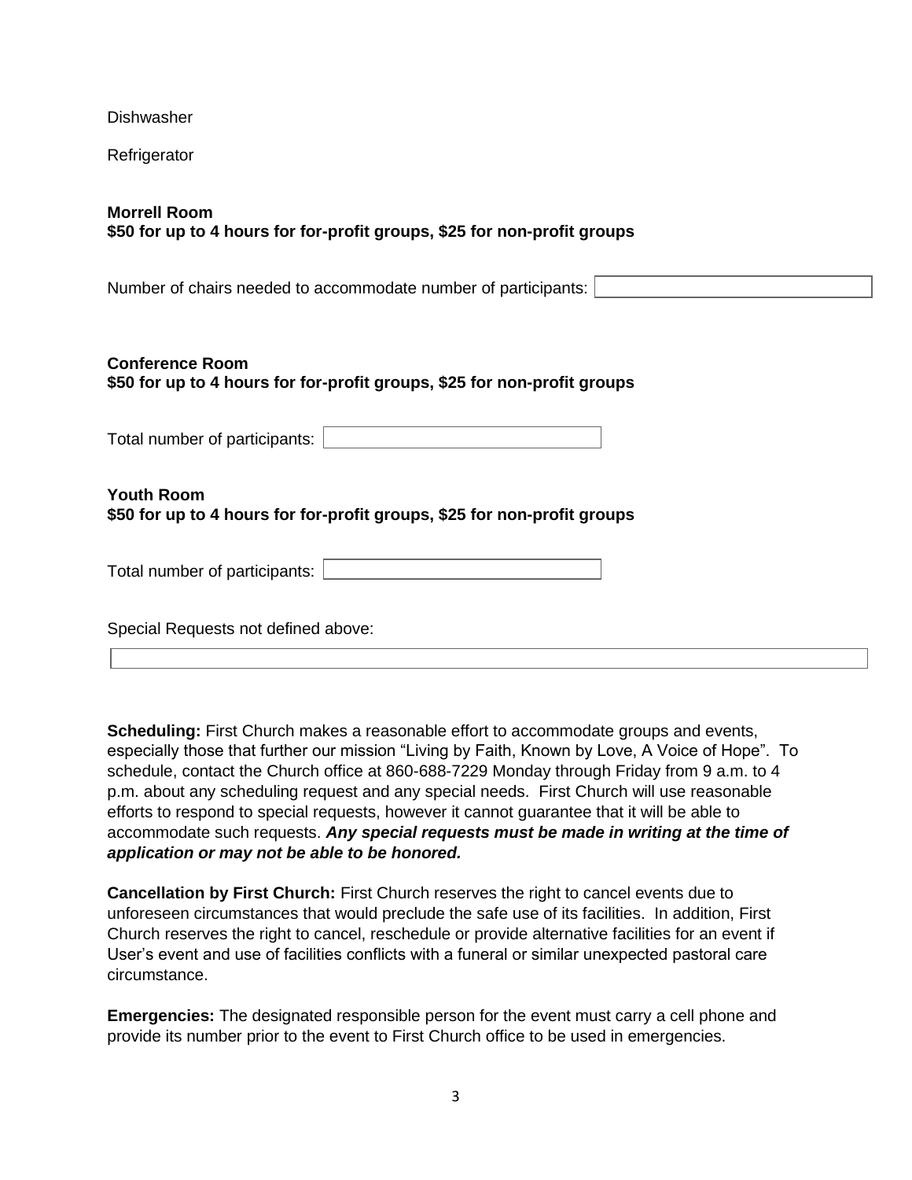Dishwasher

Refrigerator

**Morrell Room**
**$50 for up to 4 hours for for-profit groups, $25 for non-profit groups**

Number of chairs needed to accommodate number of participants: ______

**Conference Room**
**$50 for up to 4 hours for for-profit groups, $25 for non-profit groups**

Total number of participants: ______

**Youth Room**
**$50 for up to 4 hours for for-profit groups, $25 for non-profit groups**

Total number of participants: ______

Special Requests not defined above:

______

**Scheduling:** First Church makes a reasonable effort to accommodate groups and events, especially those that further our mission "Living by Faith, Known by Love, A Voice of Hope". To schedule, contact the Church office at 860-688-7229 Monday through Friday from 9 a.m. to 4 p.m. about any scheduling request and any special needs. First Church will use reasonable efforts to respond to special requests, however it cannot guarantee that it will be able to accommodate such requests. ***Any special requests must be made in writing at the time of application or may not be able to be honored.***

**Cancellation by First Church:** First Church reserves the right to cancel events due to unforeseen circumstances that would preclude the safe use of its facilities. In addition, First Church reserves the right to cancel, reschedule or provide alternative facilities for an event if User's event and use of facilities conflicts with a funeral or similar unexpected pastoral care circumstance.

**Emergencies:** The designated responsible person for the event must carry a cell phone and provide its number prior to the event to First Church office to be used in emergencies.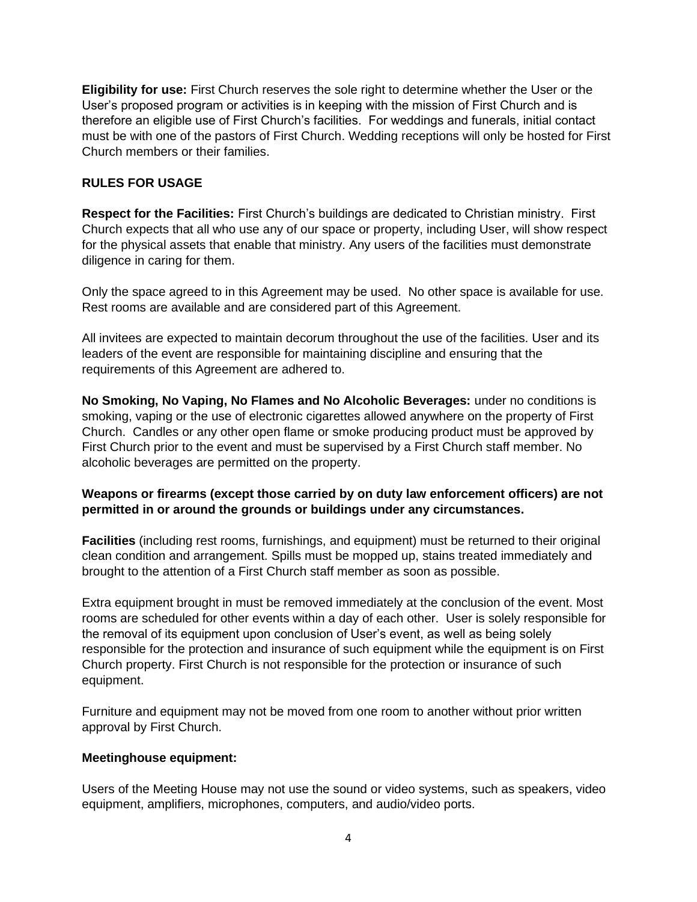**Eligibility for use:** First Church reserves the sole right to determine whether the User or the User's proposed program or activities is in keeping with the mission of First Church and is therefore an eligible use of First Church's facilities. For weddings and funerals, initial contact must be with one of the pastors of First Church. Wedding receptions will only be hosted for First Church members or their families.

## RULES FOR USAGE

**Respect for the Facilities:** First Church's buildings are dedicated to Christian ministry. First Church expects that all who use any of our space or property, including User, will show respect for the physical assets that enable that ministry. Any users of the facilities must demonstrate diligence in caring for them.

Only the space agreed to in this Agreement may be used. No other space is available for use. Rest rooms are available and are considered part of this Agreement.

All invitees are expected to maintain decorum throughout the use of the facilities. User and its leaders of the event are responsible for maintaining discipline and ensuring that the requirements of this Agreement are adhered to.

**No Smoking, No Vaping, No Flames and No Alcoholic Beverages:** under no conditions is smoking, vaping or the use of electronic cigarettes allowed anywhere on the property of First Church. Candles or any other open flame or smoke producing product must be approved by First Church prior to the event and must be supervised by a First Church staff member. No alcoholic beverages are permitted on the property.

**Weapons or firearms (except those carried by on duty law enforcement officers) are not permitted in or around the grounds or buildings under any circumstances.**

**Facilities** (including rest rooms, furnishings, and equipment) must be returned to their original clean condition and arrangement. Spills must be mopped up, stains treated immediately and brought to the attention of a First Church staff member as soon as possible.

Extra equipment brought in must be removed immediately at the conclusion of the event. Most rooms are scheduled for other events within a day of each other. User is solely responsible for the removal of its equipment upon conclusion of User's event, as well as being solely responsible for the protection and insurance of such equipment while the equipment is on First Church property. First Church is not responsible for the protection or insurance of such equipment.

Furniture and equipment may not be moved from one room to another without prior written approval by First Church.

**Meetinghouse equipment:**

Users of the Meeting House may not use the sound or video systems, such as speakers, video equipment, amplifiers, microphones, computers, and audio/video ports.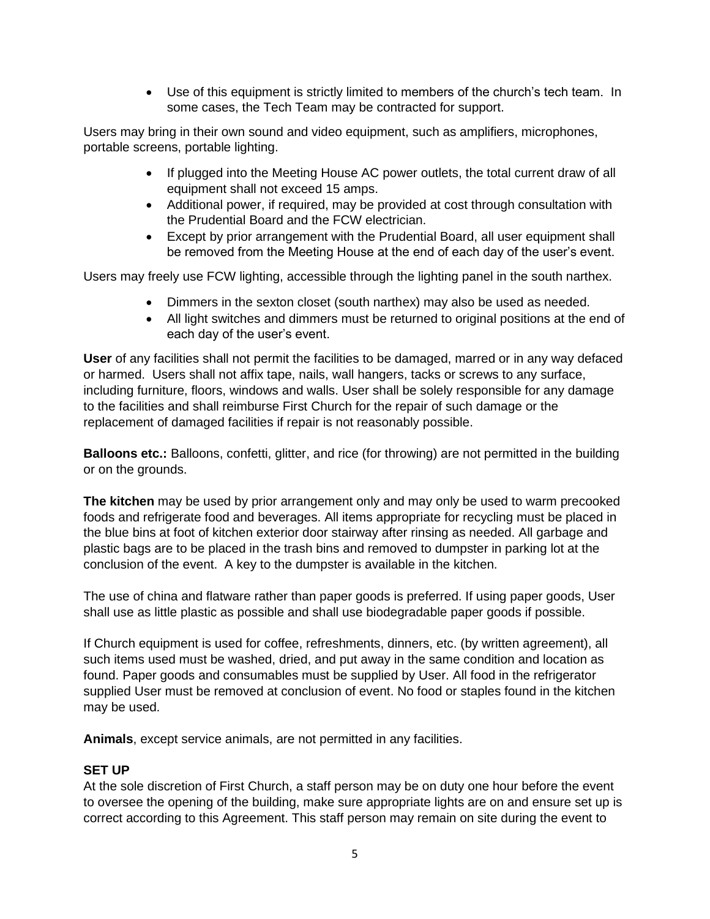- Use of this equipment is strictly limited to members of the church's tech team. In some cases, the Tech Team may be contracted for support.

Users may bring in their own sound and video equipment, such as amplifiers, microphones, portable screens, portable lighting.

- If plugged into the Meeting House AC power outlets, the total current draw of all equipment shall not exceed 15 amps.
- Additional power, if required, may be provided at cost through consultation with the Prudential Board and the FCW electrician.
- Except by prior arrangement with the Prudential Board, all user equipment shall be removed from the Meeting House at the end of each day of the user's event.

Users may freely use FCW lighting, accessible through the lighting panel in the south narthex.

- Dimmers in the sexton closet (south narthex) may also be used as needed.
- All light switches and dimmers must be returned to original positions at the end of each day of the user's event.

**User** of any facilities shall not permit the facilities to be damaged, marred or in any way defaced or harmed. Users shall not affix tape, nails, wall hangers, tacks or screws to any surface, including furniture, floors, windows and walls. User shall be solely responsible for any damage to the facilities and shall reimburse First Church for the repair of such damage or the replacement of damaged facilities if repair is not reasonably possible.

**Balloons etc.:** Balloons, confetti, glitter, and rice (for throwing) are not permitted in the building or on the grounds.

**The kitchen** may be used by prior arrangement only and may only be used to warm precooked foods and refrigerate food and beverages. All items appropriate for recycling must be placed in the blue bins at foot of kitchen exterior door stairway after rinsing as needed. All garbage and plastic bags are to be placed in the trash bins and removed to dumpster in parking lot at the conclusion of the event. A key to the dumpster is available in the kitchen.

The use of china and flatware rather than paper goods is preferred. If using paper goods, User shall use as little plastic as possible and shall use biodegradable paper goods if possible.

If Church equipment is used for coffee, refreshments, dinners, etc. (by written agreement), all such items used must be washed, dried, and put away in the same condition and location as found. Paper goods and consumables must be supplied by User. All food in the refrigerator supplied User must be removed at conclusion of event. No food or staples found in the kitchen may be used.

**Animals**, except service animals, are not permitted in any facilities.

**SET UP**

At the sole discretion of First Church, a staff person may be on duty one hour before the event to oversee the opening of the building, make sure appropriate lights are on and ensure set up is correct according to this Agreement. This staff person may remain on site during the event to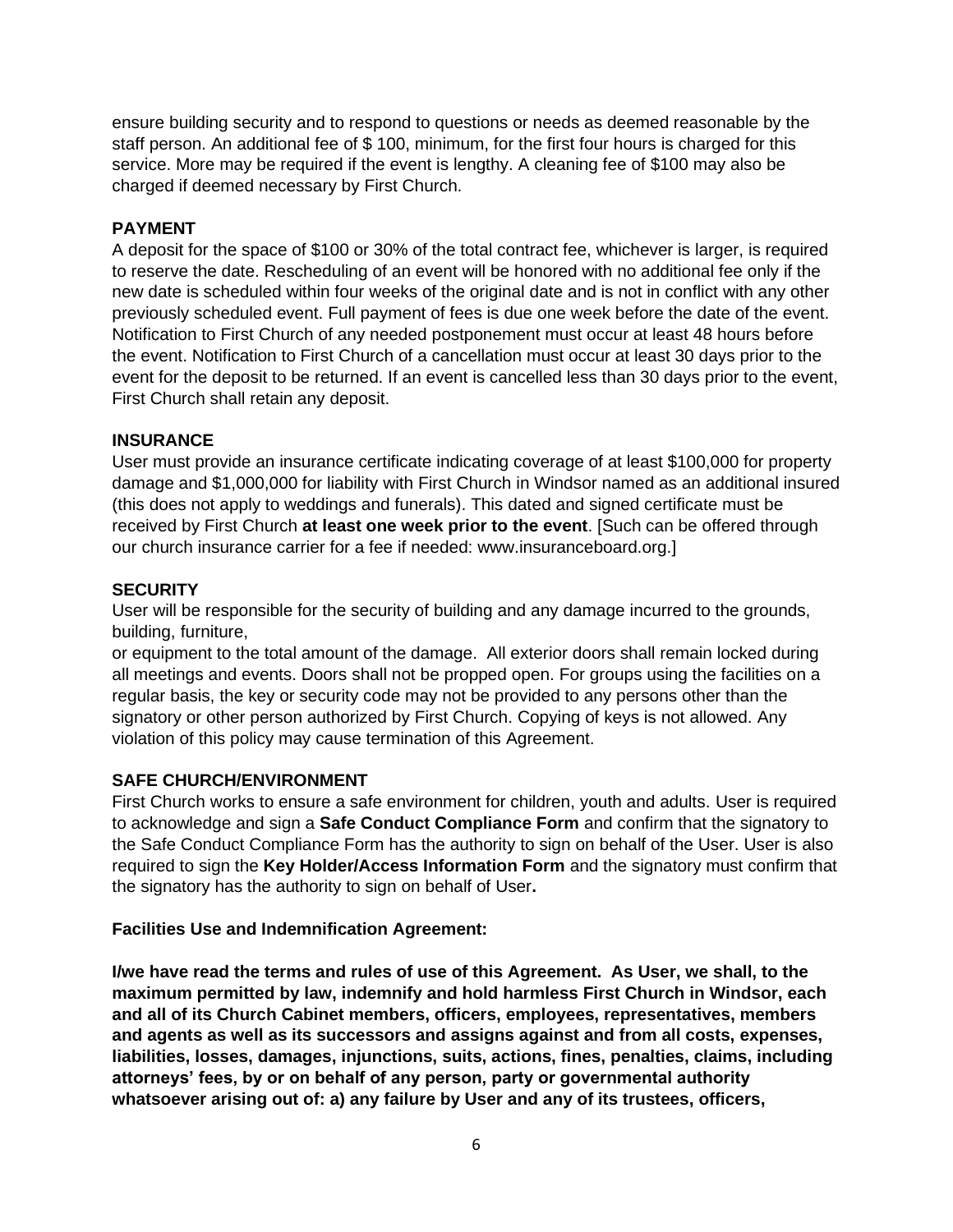ensure building security and to respond to questions or needs as deemed reasonable by the staff person. An additional fee of $ 100, minimum, for the first four hours is charged for this service. More may be required if the event is lengthy. A cleaning fee of $100 may also be charged if deemed necessary by First Church.

**PAYMENT**

A deposit for the space of $100 or 30% of the total contract fee, whichever is larger, is required to reserve the date. Rescheduling of an event will be honored with no additional fee only if the new date is scheduled within four weeks of the original date and is not in conflict with any other previously scheduled event. Full payment of fees is due one week before the date of the event. Notification to First Church of any needed postponement must occur at least 48 hours before the event. Notification to First Church of a cancellation must occur at least 30 days prior to the event for the deposit to be returned. If an event is cancelled less than 30 days prior to the event, First Church shall retain any deposit.

**INSURANCE**

User must provide an insurance certificate indicating coverage of at least $100,000 for property damage and $1,000,000 for liability with First Church in Windsor named as an additional insured (this does not apply to weddings and funerals). This dated and signed certificate must be received by First Church **at least one week prior to the event**. [Such can be offered through our church insurance carrier for a fee if needed: www.insuranceboard.org.]

**SECURITY**

User will be responsible for the security of building and any damage incurred to the grounds, building, furniture,
or equipment to the total amount of the damage. All exterior doors shall remain locked during all meetings and events. Doors shall not be propped open. For groups using the facilities on a regular basis, the key or security code may not be provided to any persons other than the signatory or other person authorized by First Church. Copying of keys is not allowed. Any violation of this policy may cause termination of this Agreement.

**SAFE CHURCH/ENVIRONMENT**

First Church works to ensure a safe environment for children, youth and adults. User is required to acknowledge and sign a **Safe Conduct Compliance Form** and confirm that the signatory to the Safe Conduct Compliance Form has the authority to sign on behalf of the User. User is also required to sign the **Key Holder/Access Information Form** and the signatory must confirm that the signatory has the authority to sign on behalf of User**.**

**Facilities Use and Indemnification Agreement:**

**I/we have read the terms and rules of use of this Agreement. As User, we shall, to the maximum permitted by law, indemnify and hold harmless First Church in Windsor, each and all of its Church Cabinet members, officers, employees, representatives, members and agents as well as its successors and assigns against and from all costs, expenses, liabilities, losses, damages, injunctions, suits, actions, fines, penalties, claims, including attorneys' fees, by or on behalf of any person, party or governmental authority whatsoever arising out of: a) any failure by User and any of its trustees, officers,**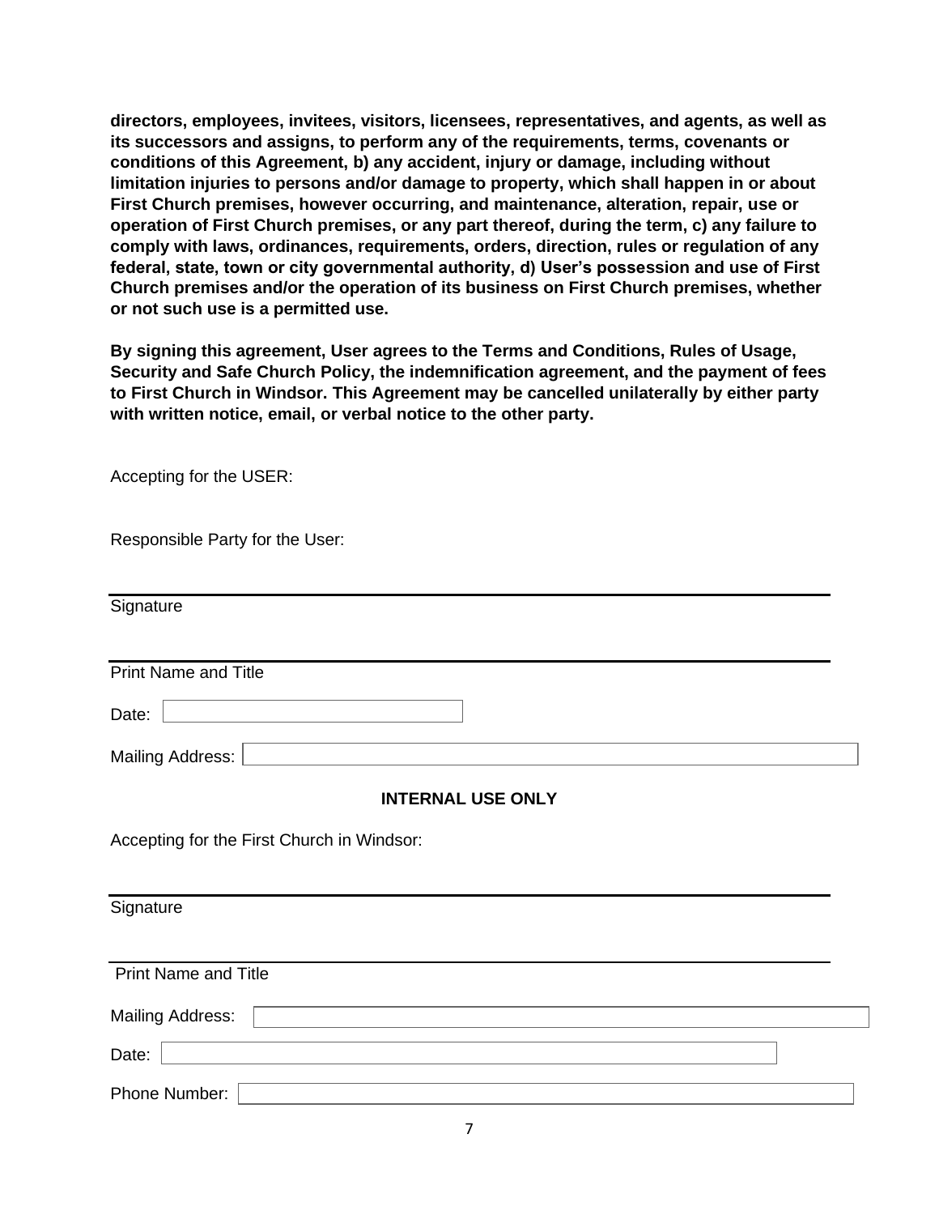**directors, employees, invitees, visitors, licensees, representatives, and agents, as well as its successors and assigns, to perform any of the requirements, terms, covenants or conditions of this Agreement, b) any accident, injury or damage, including without limitation injuries to persons and/or damage to property, which shall happen in or about First Church premises, however occurring, and maintenance, alteration, repair, use or operation of First Church premises, or any part thereof, during the term, c) any failure to comply with laws, ordinances, requirements, orders, direction, rules or regulation of any federal, state, town or city governmental authority, d) User's possession and use of First Church premises and/or the operation of its business on First Church premises, whether or not such use is a permitted use.**

**By signing this agreement, User agrees to the Terms and Conditions, Rules of Usage, Security and Safe Church Policy, the indemnification agreement, and the payment of fees to First Church in Windsor. This Agreement may be cancelled unilaterally by either party with written notice, email, or verbal notice to the other party.**

Accepting for the USER:

Responsible Party for the User:

_______________________________________________

Signature

_______________________________________________

Print Name and Title

Date: ____________________

Mailing Address: ____________________

**INTERNAL USE ONLY**

Accepting for the First Church in Windsor:

_______________________________________________

Signature

_______________________________________________

Print Name and Title

Mailing Address: ____________________

Date: ____________________

Phone Number: ____________________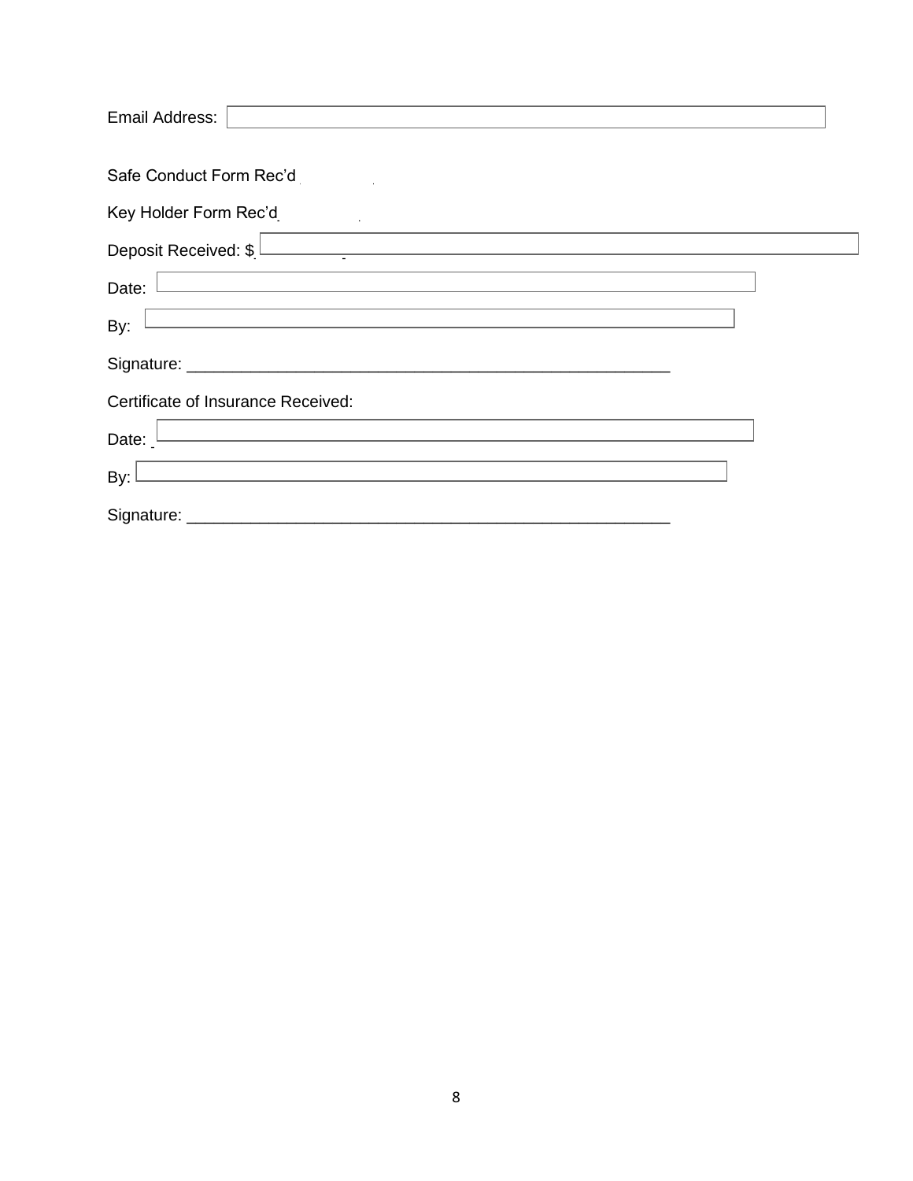Email Address: 

Safe Conduct Form Rec'd

Key Holder Form Rec'd

Deposit Received: $

Date: 

By: 

Signature: ______________________________________________________

Certificate of Insurance Received:

Date: 

By: 

Signature: ______________________________________________________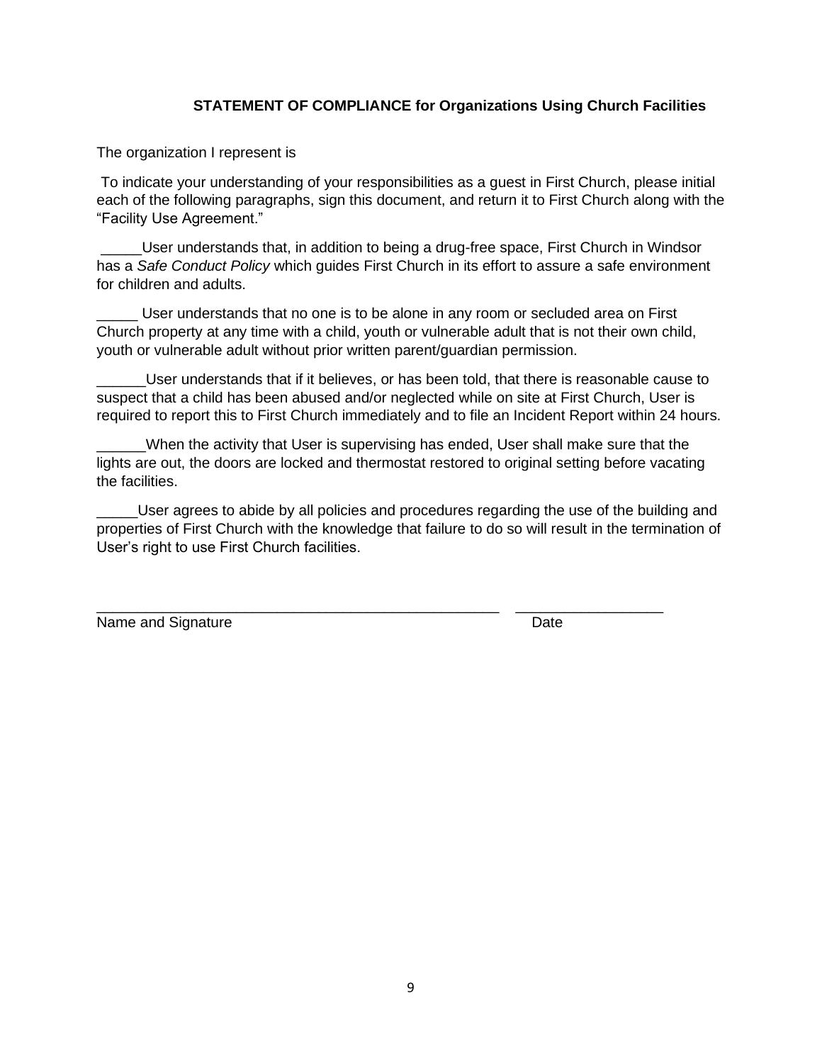**STATEMENT OF COMPLIANCE for Organizations Using Church Facilities**

The organization I represent is

To indicate your understanding of your responsibilities as a guest in First Church, please initial each of the following paragraphs, sign this document, and return it to First Church along with the "Facility Use Agreement."

_____User understands that, in addition to being a drug-free space, First Church in Windsor has a *Safe Conduct Policy* which guides First Church in its effort to assure a safe environment for children and adults.

_____ User understands that no one is to be alone in any room or secluded area on First Church property at any time with a child, youth or vulnerable adult that is not their own child, youth or vulnerable adult without prior written parent/guardian permission.

______User understands that if it believes, or has been told, that there is reasonable cause to suspect that a child has been abused and/or neglected while on site at First Church, User is required to report this to First Church immediately and to file an Incident Report within 24 hours.

______When the activity that User is supervising has ended, User shall make sure that the lights are out, the doors are locked and thermostat restored to original setting before vacating the facilities.

_____User agrees to abide by all policies and procedures regarding the use of the building and properties of First Church with the knowledge that failure to do so will result in the termination of User's right to use First Church facilities.

_________________________________________________ __________________

Name and Signature Date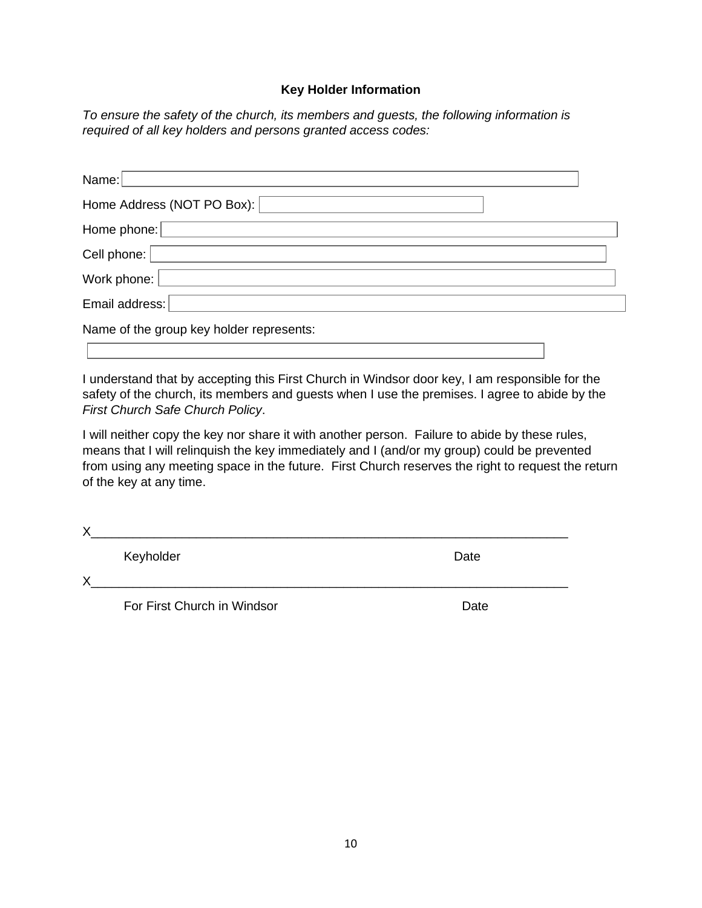**Key Holder Information**

*To ensure the safety of the church, its members and guests, the following information is required of all key holders and persons granted access codes:*

Name: ____________________

Home Address (NOT PO Box): ____________________

Home phone: ____________________

Cell phone: ____________________

Work phone: ____________________

Email address: ____________________

Name of the group key holder represents:

____________________

I understand that by accepting this First Church in Windsor door key, I am responsible for the safety of the church, its members and guests when I use the premises. I agree to abide by the *First Church Safe Church Policy*.

I will neither copy the key nor share it with another person. Failure to abide by these rules, means that I will relinquish the key immediately and I (and/or my group) could be prevented from using any meeting space in the future. First Church reserves the right to request the return of the key at any time.

X____________________________________________________________

Keyholder Date

X____________________________________________________________

For First Church in Windsor Date